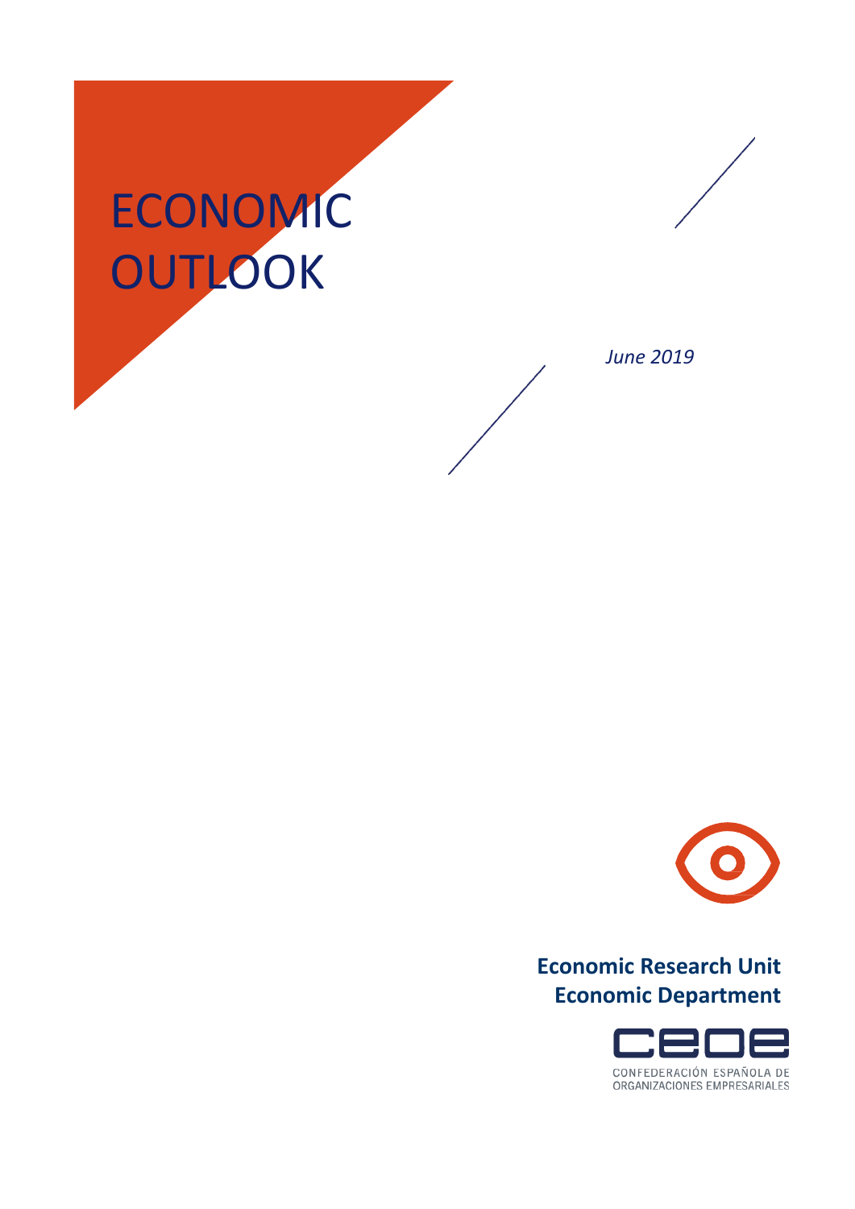# ECONOMIC OUTLOOK

*June 2019*

**Economic Research Unit**
**Economic Department**

CEOE

CONFEDERACIÓN ESPAÑOLA DE ORGANIZACIONES EMPRESARIALES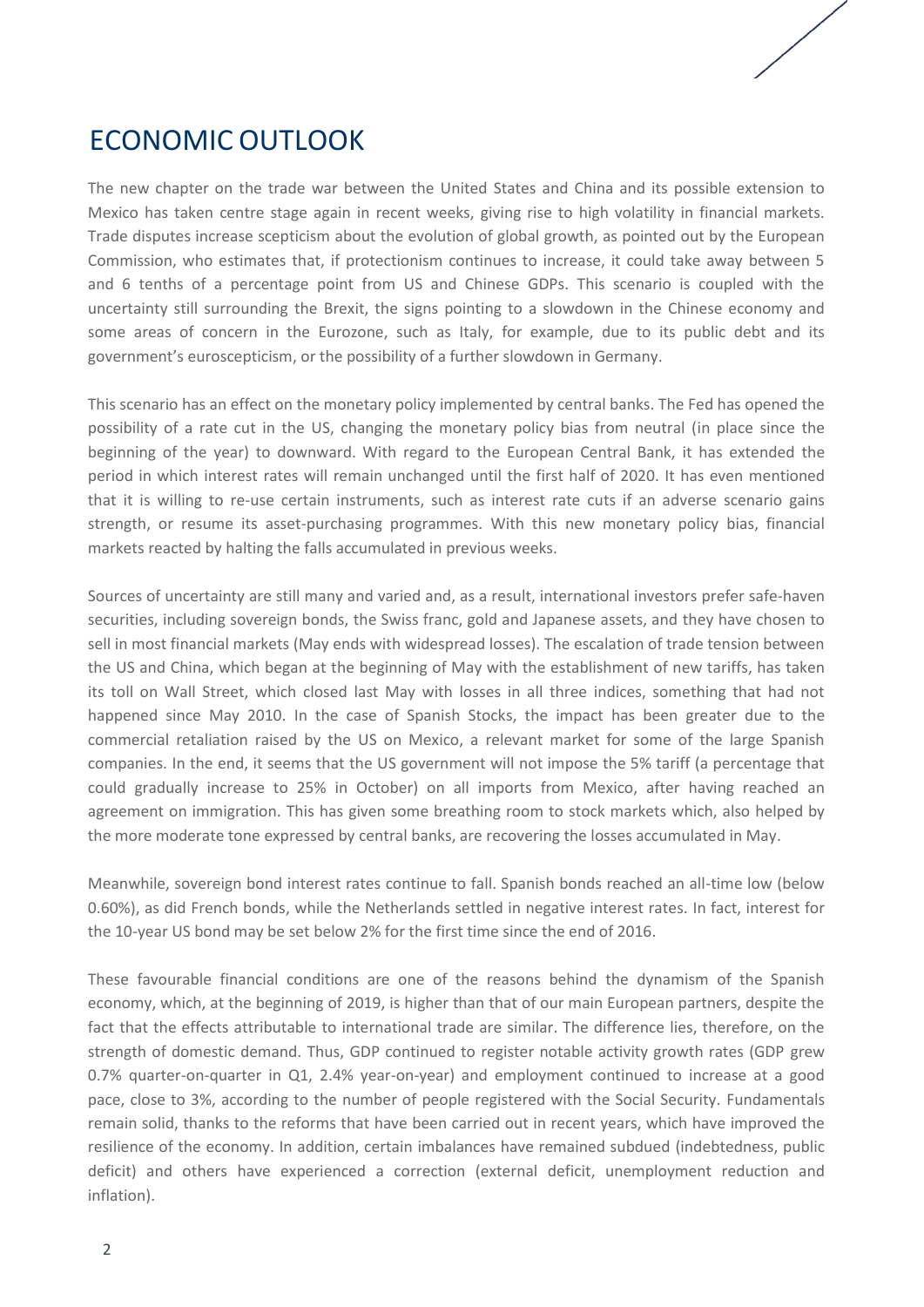# ECONOMIC OUTLOOK

The new chapter on the trade war between the United States and China and its possible extension to Mexico has taken centre stage again in recent weeks, giving rise to high volatility in financial markets. Trade disputes increase scepticism about the evolution of global growth, as pointed out by the European Commission, who estimates that, if protectionism continues to increase, it could take away between 5 and 6 tenths of a percentage point from US and Chinese GDPs. This scenario is coupled with the uncertainty still surrounding the Brexit, the signs pointing to a slowdown in the Chinese economy and some areas of concern in the Eurozone, such as Italy, for example, due to its public debt and its government's euroscepticism, or the possibility of a further slowdown in Germany.

This scenario has an effect on the monetary policy implemented by central banks. The Fed has opened the possibility of a rate cut in the US, changing the monetary policy bias from neutral (in place since the beginning of the year) to downward. With regard to the European Central Bank, it has extended the period in which interest rates will remain unchanged until the first half of 2020. It has even mentioned that it is willing to re-use certain instruments, such as interest rate cuts if an adverse scenario gains strength, or resume its asset-purchasing programmes. With this new monetary policy bias, financial markets reacted by halting the falls accumulated in previous weeks.

Sources of uncertainty are still many and varied and, as a result, international investors prefer safe-haven securities, including sovereign bonds, the Swiss franc, gold and Japanese assets, and they have chosen to sell in most financial markets (May ends with widespread losses). The escalation of trade tension between the US and China, which began at the beginning of May with the establishment of new tariffs, has taken its toll on Wall Street, which closed last May with losses in all three indices, something that had not happened since May 2010. In the case of Spanish Stocks, the impact has been greater due to the commercial retaliation raised by the US on Mexico, a relevant market for some of the large Spanish companies. In the end, it seems that the US government will not impose the 5% tariff (a percentage that could gradually increase to 25% in October) on all imports from Mexico, after having reached an agreement on immigration. This has given some breathing room to stock markets which, also helped by the more moderate tone expressed by central banks, are recovering the losses accumulated in May.

Meanwhile, sovereign bond interest rates continue to fall. Spanish bonds reached an all-time low (below 0.60%), as did French bonds, while the Netherlands settled in negative interest rates. In fact, interest for the 10-year US bond may be set below 2% for the first time since the end of 2016.

These favourable financial conditions are one of the reasons behind the dynamism of the Spanish economy, which, at the beginning of 2019, is higher than that of our main European partners, despite the fact that the effects attributable to international trade are similar. The difference lies, therefore, on the strength of domestic demand. Thus, GDP continued to register notable activity growth rates (GDP grew 0.7% quarter-on-quarter in Q1, 2.4% year-on-year) and employment continued to increase at a good pace, close to 3%, according to the number of people registered with the Social Security. Fundamentals remain solid, thanks to the reforms that have been carried out in recent years, which have improved the resilience of the economy. In addition, certain imbalances have remained subdued (indebtedness, public deficit) and others have experienced a correction (external deficit, unemployment reduction and inflation).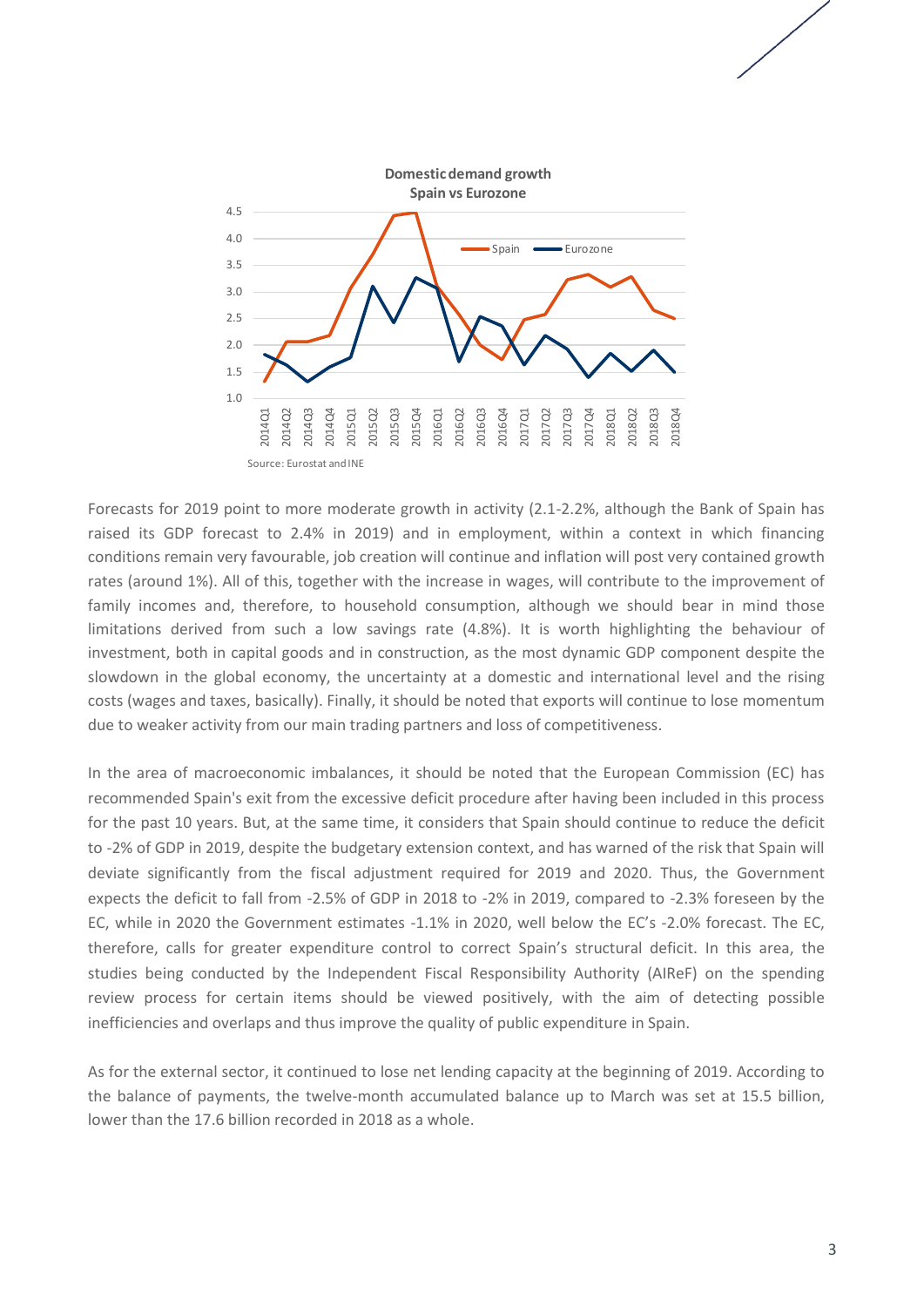**Domestic demand growth**
**Spain vs Eurozone**

Source: Eurostat and INE

Forecasts for 2019 point to more moderate growth in activity (2.1-2.2%, although the Bank of Spain has raised its GDP forecast to 2.4% in 2019) and in employment, within a context in which financing conditions remain very favourable, job creation will continue and inflation will post very contained growth rates (around 1%). All of this, together with the increase in wages, will contribute to the improvement of family incomes and, therefore, to household consumption, although we should bear in mind those limitations derived from such a low savings rate (4.8%). It is worth highlighting the behaviour of investment, both in capital goods and in construction, as the most dynamic GDP component despite the slowdown in the global economy, the uncertainty at a domestic and international level and the rising costs (wages and taxes, basically). Finally, it should be noted that exports will continue to lose momentum due to weaker activity from our main trading partners and loss of competitiveness.

In the area of macroeconomic imbalances, it should be noted that the European Commission (EC) has recommended Spain's exit from the excessive deficit procedure after having been included in this process for the past 10 years. But, at the same time, it considers that Spain should continue to reduce the deficit to -2% of GDP in 2019, despite the budgetary extension context, and has warned of the risk that Spain will deviate significantly from the fiscal adjustment required for 2019 and 2020. Thus, the Government expects the deficit to fall from -2.5% of GDP in 2018 to -2% in 2019, compared to -2.3% foreseen by the EC, while in 2020 the Government estimates -1.1% in 2020, well below the EC's -2.0% forecast. The EC, therefore, calls for greater expenditure control to correct Spain's structural deficit. In this area, the studies being conducted by the Independent Fiscal Responsibility Authority (AIReF) on the spending review process for certain items should be viewed positively, with the aim of detecting possible inefficiencies and overlaps and thus improve the quality of public expenditure in Spain.

As for the external sector, it continued to lose net lending capacity at the beginning of 2019. According to the balance of payments, the twelve-month accumulated balance up to March was set at 15.5 billion, lower than the 17.6 billion recorded in 2018 as a whole.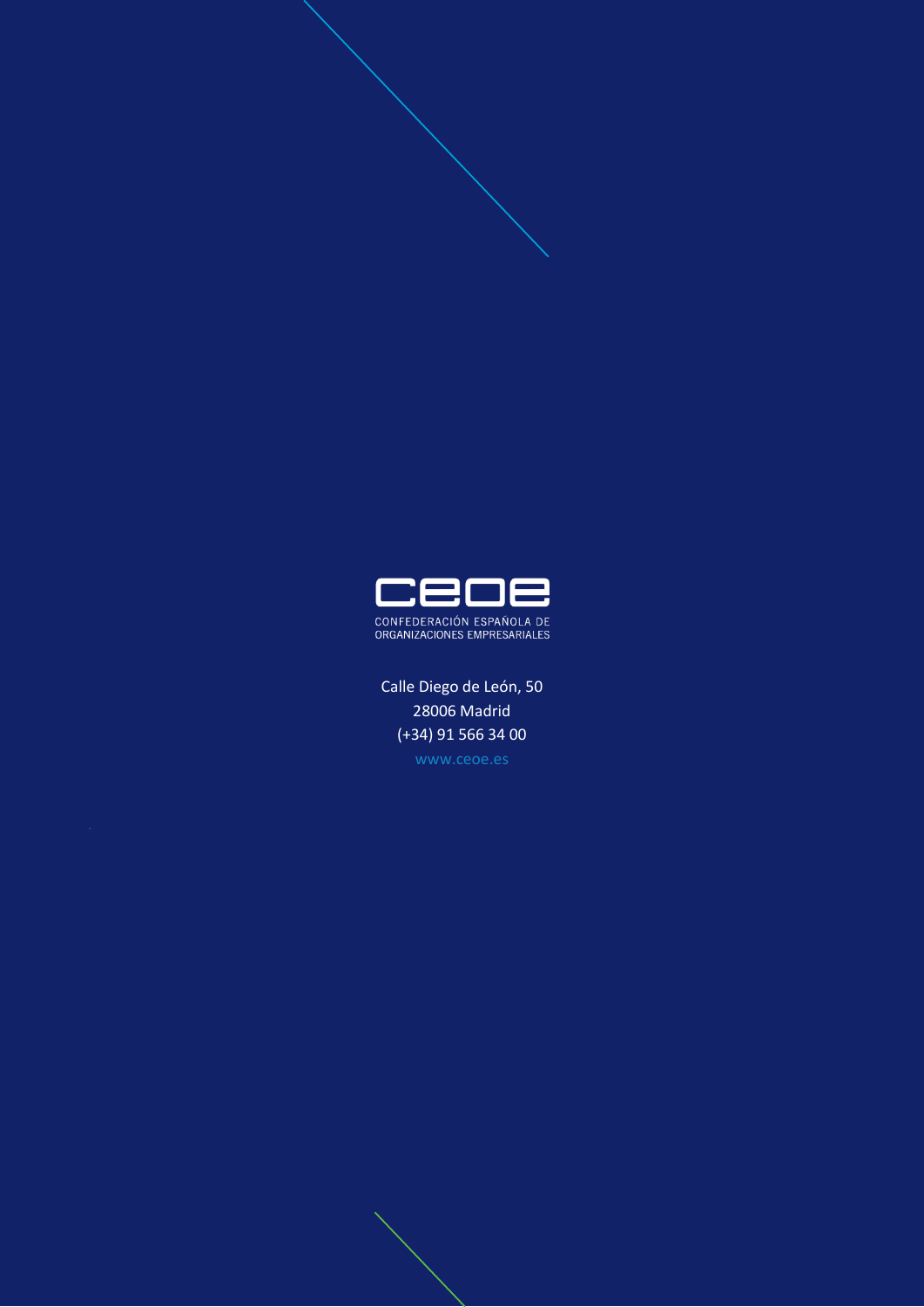CEOE

CONFEDERACIÓN ESPAÑOLA DE ORGANIZACIONES EMPRESARIALES

Calle Diego de León, 50
28006 Madrid
(+34) 91 566 34 00
www.ceoe.es